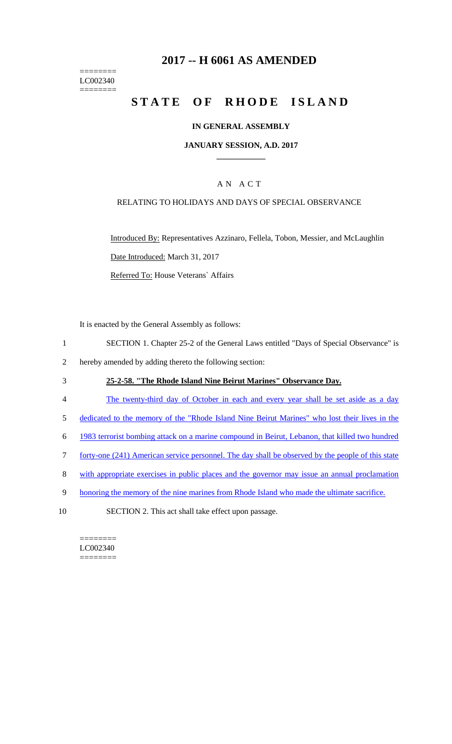========
LC002340
========

# 2017 -- H 6061 AS AMENDED

# STATE OF RHODE ISLAND

## IN GENERAL ASSEMBLY

### JANUARY SESSION, A.D. 2017

### A N A C T

RELATING TO HOLIDAYS AND DAYS OF SPECIAL OBSERVANCE

Introduced By: Representatives Azzinaro, Fellela, Tobon, Messier, and McLaughlin

Date Introduced: March 31, 2017

Referred To: House Veterans` Affairs

It is enacted by the General Assembly as follows:

1 SECTION 1. Chapter 25-2 of the General Laws entitled "Days of Special Observance" is
2 hereby amended by adding thereto the following section:

3 **25-2-58. "The Rhode Island Nine Beirut Marines" Observance Day.**

4 The twenty-third day of October in each and every year shall be set aside as a day
5 dedicated to the memory of the "Rhode Island Nine Beirut Marines" who lost their lives in the
6 1983 terrorist bombing attack on a marine compound in Beirut, Lebanon, that killed two hundred
7 forty-one (241) American service personnel. The day shall be observed by the people of this state
8 with appropriate exercises in public places and the governor may issue an annual proclamation
9 honoring the memory of the nine marines from Rhode Island who made the ultimate sacrifice.

10 SECTION 2. This act shall take effect upon passage.

========
LC002340
========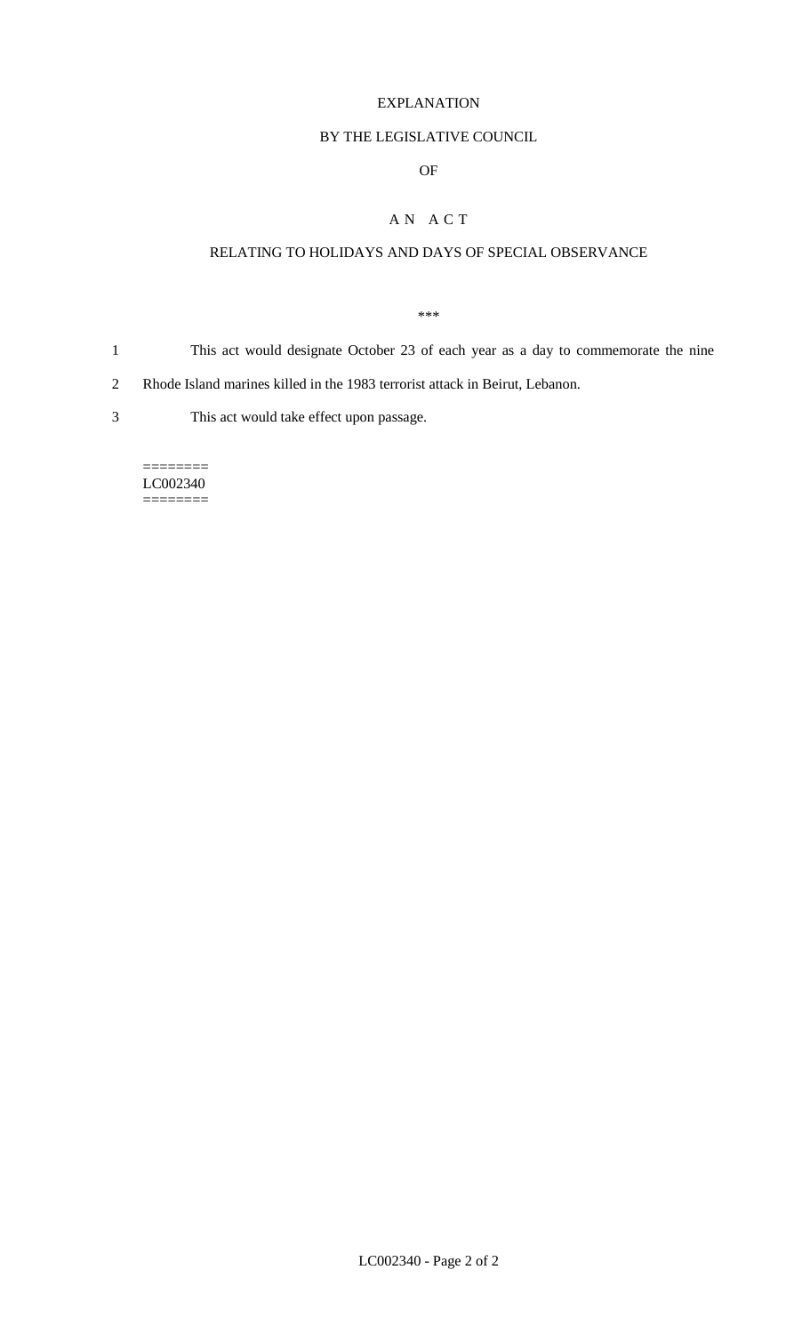EXPLANATION

BY THE LEGISLATIVE COUNCIL

OF

A N A C T

RELATING TO HOLIDAYS AND DAYS OF SPECIAL OBSERVANCE

\*\*\*

1 This act would designate October 23 of each year as a day to commemorate the nine
2 Rhode Island marines killed in the 1983 terrorist attack in Beirut, Lebanon.
3 This act would take effect upon passage.

========
LC002340
========